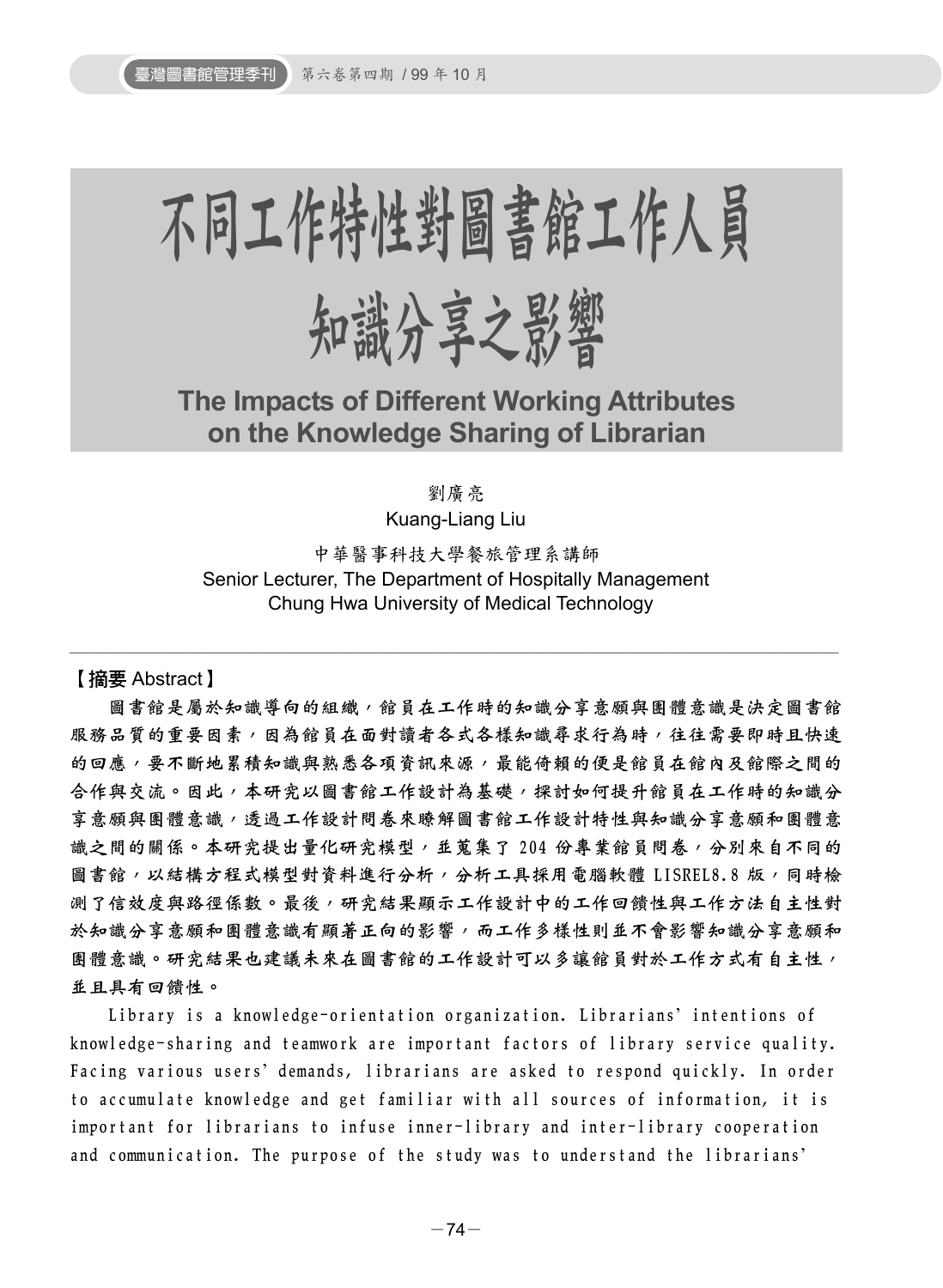# 不同工作特性對圖書館工作人員知識分享之影響

## The Impacts of Different Working Attributes on the Knowledge Sharing of Librarian

劉廣亮

Kuang-Liang Liu

中華醫事科技大學餐旅管理系講師

Senior Lecturer, The Department of Hospitally Management

Chung Hwa University of Medical Technology

---

【摘要 Abstract】

**圖書館是屬於知識導向的組織，館員在工作時的知識分享意願與團體意識是決定圖書館服務品質的重要因素，因為館員在面對讀者各式各樣知識尋求行為時，往往需要即時且快速的回應，要不斷地累積知識與熟悉各項資訊來源，最能倚賴的便是館員在館內及館際之間的合作與交流。因此，本研究以圖書館工作設計為基礎，探討如何提升館員在工作時的知識分享意願與團體意識，透過工作設計問卷來瞭解圖書館工作設計特性與知識分享意願和團體意識之間的關係。本研究提出量化研究模型，並蒐集了 204 份專業館員問卷，分別來自不同的圖書館，以結構方程式模型對資料進行分析，分析工具採用電腦軟體 LISREL8.8 版，同時檢測了信效度與路徑係數。最後，研究結果顯示工作設計中的工作回饋性與工作方法自主性對於知識分享意願和團體意識有顯著正向的影響，而工作多樣性則並不會影響知識分享意願和團體意識。研究結果也建議未來在圖書館的工作設計可以多讓館員對於工作方式有自主性，並且具有回饋性。**

**Library is a knowledge-orientation organization. Librarians' intentions of knowledge-sharing and teamwork are important factors of library service quality. Facing various users' demands, librarians are asked to respond quickly. In order to accumulate knowledge and get familiar with all sources of information, it is important for librarians to infuse inner-library and inter-library cooperation and communication. The purpose of the study was to understand the librarians'**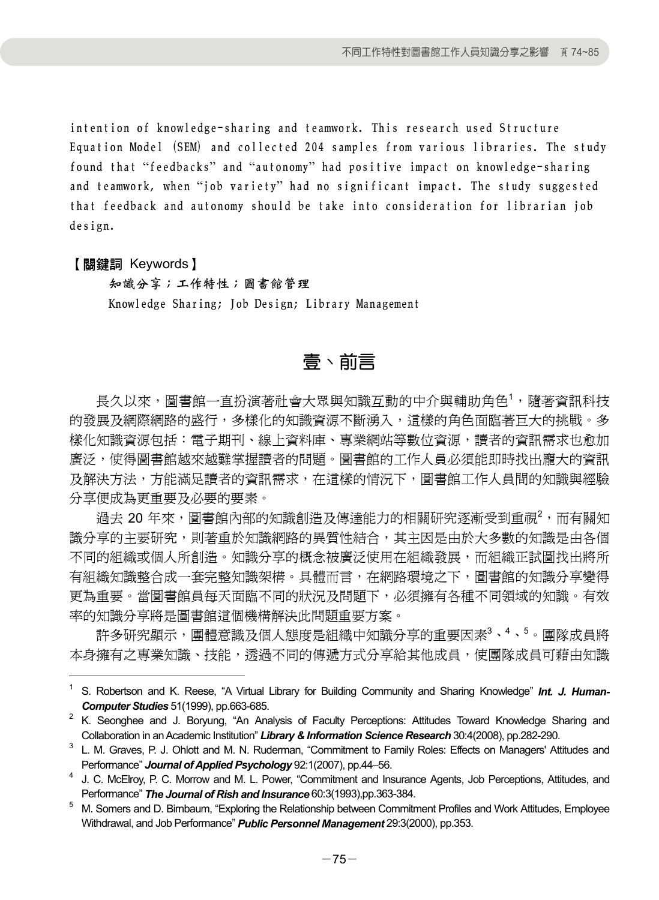intention of knowledge-sharing and teamwork. This research used Structure Equation Model (SEM) and collected 204 samples from various libraries. The study found that "feedbacks" and "autonomy" had positive impact on knowledge-sharing and teamwork, when "job variety" had no significant impact. The study suggested that feedback and autonomy should be take into consideration for librarian job design.

**【關鍵詞 Keywords】**

知識分享；工作特性；圖書館管理

Knowledge Sharing; Job Design; Library Management

## 壹、前言

長久以來，圖書館一直扮演著社會大眾與知識互動的中介與輔助角色[1]，隨著資訊科技的發展及網際網路的盛行，多樣化的知識資源不斷湧入，這樣的角色面臨著巨大的挑戰。多樣化知識資源包括：電子期刊、線上資料庫、專業網站等數位資源，讀者的資訊需求也愈加廣泛，使得圖書館越來越難掌握讀者的問題。圖書館的工作人員必須能即時找出龐大的資訊及解決方法，方能滿足讀者的資訊需求，在這樣的情況下，圖書館工作人員間的知識與經驗分享便成為更重要及必要的要素。

過去 20 年來，圖書館內部的知識創造及傳達能力的相關研究逐漸受到重視[2]，而有關知識分享的主要研究，則著重於知識網路的異質性結合，其主因是由於大多數的知識是由各個不同的組織或個人所創造。知識分享的概念被廣泛使用在組織發展，而組織正試圖找出將所有組織知識整合成一套完整知識架構。具體而言，在網路環境之下，圖書館的知識分享變得更為重要。當圖書館員每天面臨不同的狀況及問題下，必須擁有各種不同領域的知識。有效率的知識分享將是圖書館這個機構解決此問題重要方案。

許多研究顯示，團體意識及個人態度是組織中知識分享的重要因素[3]、[4]、[5]。團隊成員將本身擁有之專業知識、技能，透過不同的傳遞方式分享給其他成員，使團隊成員可藉由知識

---

1. S. Robertson and K. Reese, "A Virtual Library for Building Community and Sharing Knowledge" ***Int. J. Human-Computer Studies*** 51(1999), pp.663-685.
2. K. Seonghee and J. Boryung, "An Analysis of Faculty Perceptions: Attitudes Toward Knowledge Sharing and Collaboration in an Academic Institution" ***Library & Information Science Research*** 30:4(2008), pp.282-290.
3. L. M. Graves, P. J. Ohlott and M. N. Ruderman, "Commitment to Family Roles: Effects on Managers' Attitudes and Performance" ***Journal of Applied Psychology*** 92:1(2007), pp.44–56.
4. J. C. McElroy, P. C. Morrow and M. L. Power, "Commitment and Insurance Agents, Job Perceptions, Attitudes, and Performance" ***The Journal of Rish and Insurance*** 60:3(1993),pp.363-384.
5. M. Somers and D. Birnbaum, "Exploring the Relationship between Commitment Profiles and Work Attitudes, Employee Withdrawal, and Job Performance" ***Public Personnel Management*** 29:3(2000), pp.353.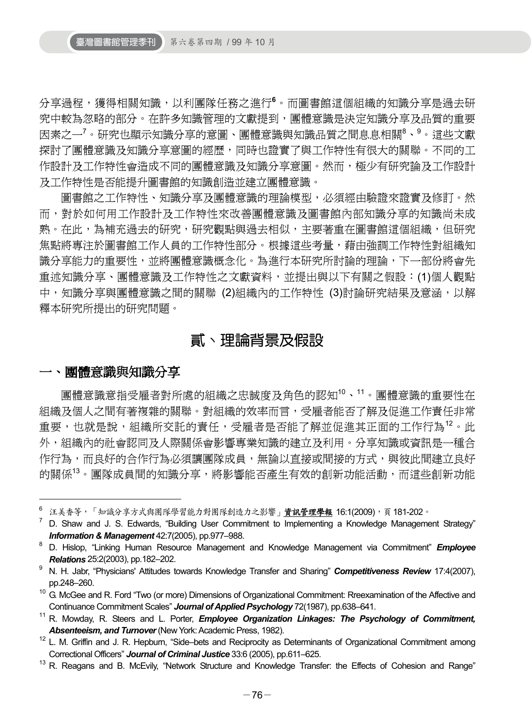分享過程，獲得相關知識，以利團隊任務之進行[6]。而圖書館這個組織的知識分享是過去研究中較為忽略的部分。在許多知識管理的文獻提到，團體意識是決定知識分享及品質的重要因素之一[7]。研究也顯示知識分享的意圖、團體意識與知識品質之間息息相關[8]、[9]。這些文獻探討了團體意識及知識分享意圖的經歷，同時也證實了與工作特性有很大的關聯。不同的工作設計及工作特性會造成不同的團體意識及知識分享意圖。然而，極少有研究論及工作設計及工作特性是否能提升圖書館的知識創造並建立團體意識。

圖書館之工作特性、知識分享及團體意識的理論模型，必須經由驗證來證實及修訂。然而，對於如何用工作設計及工作特性來改善團體意識及圖書館內部知識分享的知識尚未成熟。在此，為補充過去的研究，研究觀點與過去相似，主要著重在圖書館這個組織，但研究焦點將專注於圖書館工作人員的工作特性部分。根據這些考量，藉由強調工作特性對組織知識分享能力的重要性，並將團體意識概念化。為進行本研究所討論的理論，下一部份將會先重述知識分享、團體意識及工作特性之文獻資料，並提出與以下有關之假設：(1)個人觀點中，知識分享與團體意識之間的關聯 (2)組織內的工作特性 (3)討論研究結果及意涵，以解釋本研究所提出的研究問題。

# 貳、理論背景及假設

## 一、團體意識與知識分享

團體意識意指受雇者對所處的組織之忠誠度及角色的認知[10]、[11]。團體意識的重要性在組織及個人之間有著複雜的關聯。對組織的效率而言，受雇者能否了解及促進工作責任非常重要，也就是說，組織所交託的責任，受雇者是否能了解並促進其正面的工作行為[12]。此外，組織內的社會認同及人際關係會影響專業知識的建立及利用。分享知識或資訊是一種合作行為，而良好的合作行為必須讓團隊成員，無論以直接或間接的方式，與彼此間建立良好的關係[13]。團隊成員間的知識分享，將影響能否產生有效的創新功能活動，而這些創新功能

---

[6] 汪美香等，「知識分享方式與團隊學習能力對團隊創造力之影響」**資訊管理學報** 16:1(2009)，頁 181-202。

[7] D. Shaw and J. S. Edwards, "Building User Commitment to Implementing a Knowledge Management Strategy" ***Information & Management*** 42:7(2005), pp.977–988.

[8] D. Hislop, "Linking Human Resource Management and Knowledge Management via Commitment" ***Employee Relations*** 25:2(2003), pp.182–202.

[9] N. H. Jabr, "Physicians' Attitudes towards Knowledge Transfer and Sharing" ***Competitiveness Review*** 17:4(2007), pp.248–260.

[10] G. McGee and R. Ford "Two (or more) Dimensions of Organizational Commitment: Rreexamination of the Affective and Continuance Commitment Scales" ***Journal of Applied Psychology*** 72(1987), pp.638–641.

[11] R. Mowday, R. Steers and L. Porter, ***Employee Organization Linkages: The Psychology of Commitment, Absenteeism, and Turnover*** (New York: Academic Press, 1982).

[12] L. M. Griffin and J. R. Hepburn, "Side–bets and Reciprocity as Determinants of Organizational Commitment among Correctional Officers" ***Journal of Criminal Justice*** 33:6 (2005), pp.611–625.

[13] R. Reagans and B. McEvily, "Network Structure and Knowledge Transfer: the Effects of Cohesion and Range"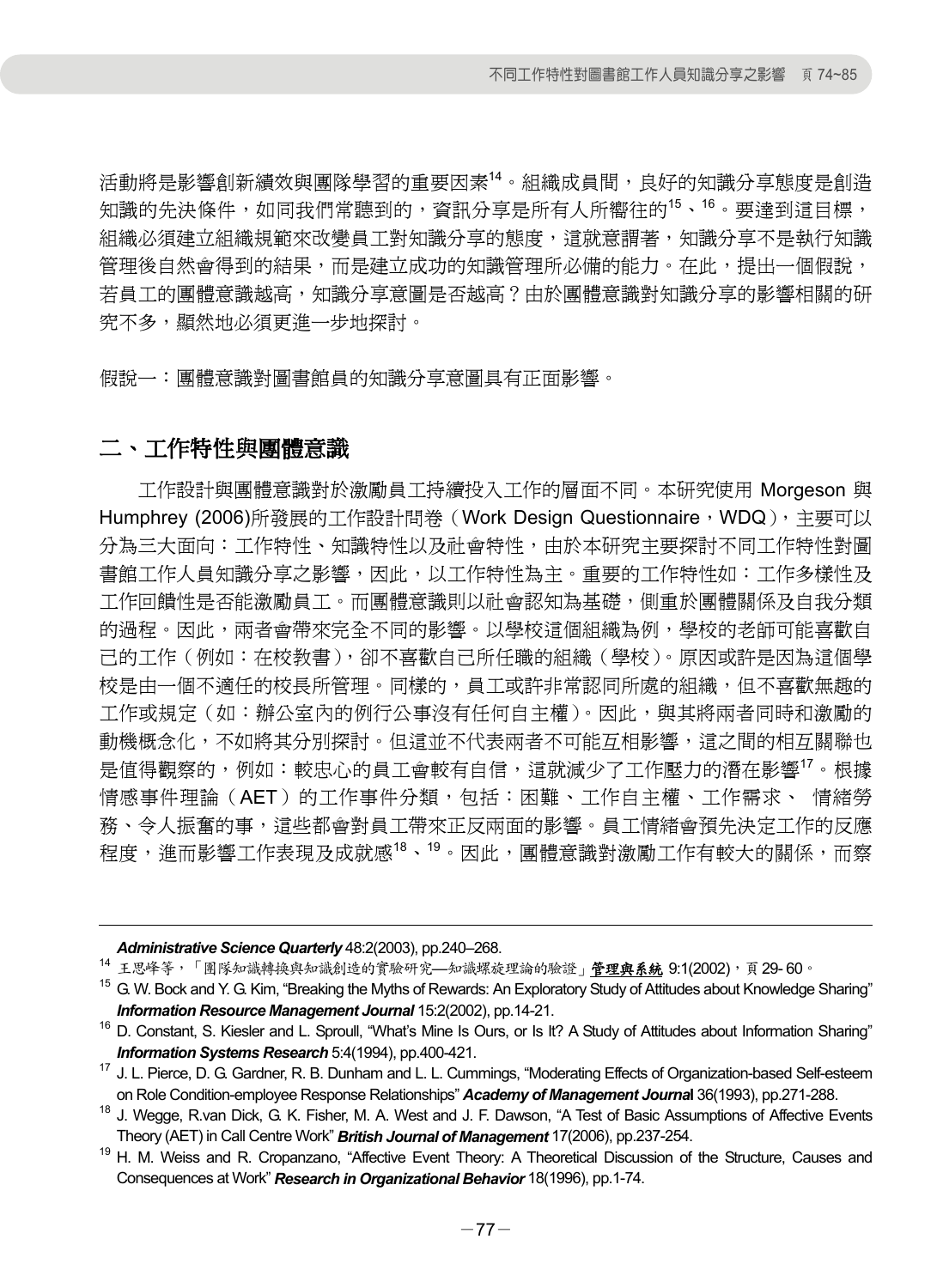活動將是影響創新績效與團隊學習的重要因素[14]。組織成員間，良好的知識分享態度是創造知識的先決條件，如同我們常聽到的，資訊分享是所有人所嚮往的[15]、[16]。要達到這目標，組織必須建立組織規範來改變員工對知識分享的態度，這就意謂著，知識分享不是執行知識管理後自然會得到的結果，而是建立成功的知識管理所必備的能力。在此，提出一個假說，若員工的團體意識越高，知識分享意圖是否越高？由於團體意識對知識分享的影響相關的研究不多，顯然地必須更進一步地探討。

假說一：團體意識對圖書館員的知識分享意圖具有正面影響。

## 二、工作特性與團體意識

工作設計與團體意識對於激勵員工持續投入工作的層面不同。本研究使用 Morgeson 與 Humphrey (2006)所發展的工作設計問卷（Work Design Questionnaire，WDQ），主要可以分為三大面向：工作特性、知識特性以及社會特性，由於本研究主要探討不同工作特性對圖書館工作人員知識分享之影響，因此，以工作特性為主。重要的工作特性如：工作多樣性及工作回饋性是否能激勵員工。而團體意識則以社會認知為基礎，側重於團體關係及自我分類的過程。因此，兩者會帶來完全不同的影響。以學校這個組織為例，學校的老師可能喜歡自己的工作（例如：在校教書），卻不喜歡自己所任職的組織（學校）。原因或許是因為這個學校是由一個不適任的校長所管理。同樣的，員工或許非常認同所處的組織，但不喜歡無趣的工作或規定（如：辦公室內的例行公事沒有任何自主權）。因此，與其將兩者同時和激勵的動機概念化，不如將其分別探討。但這並不代表兩者不可能互相影響，這之間的相互關聯也是值得觀察的，例如：較忠心的員工會較有自信，這就減少了工作壓力的潛在影響[17]。根據情感事件理論（AET）的工作事件分類，包括：困難、工作自主權、工作需求、 情緒勞務、令人振奮的事，這些都會對員工帶來正反兩面的影響。員工情緒會預先決定工作的反應程度，進而影響工作表現及成就感[18]、[19]。因此，團體意識對激勵工作有較大的關係，而察

---

***Administrative Science Quarterly*** 48:2(2003), pp.240–268.

[14] 王思峰等，「團隊知識轉換與知識創造的實驗研究—知識螺旋理論的驗證」**管理與系統** 9:1(2002)，頁 29- 60。

[15] G. W. Bock and Y. G. Kim, "Breaking the Myths of Rewards: An Exploratory Study of Attitudes about Knowledge Sharing" ***Information Resource Management Journal*** 15:2(2002), pp.14-21.

[16] D. Constant, S. Kiesler and L. Sproull, "What's Mine Is Ours, or Is It? A Study of Attitudes about Information Sharing" ***Information Systems Research*** 5:4(1994), pp.400-421.

[17] J. L. Pierce, D. G. Gardner, R. B. Dunham and L. L. Cummings, "Moderating Effects of Organization-based Self-esteem on Role Condition-employee Response Relationships" ***Academy of Management Journal*** 36(1993), pp.271-288.

[18] J. Wegge, R.van Dick, G. K. Fisher, M. A. West and J. F. Dawson, "A Test of Basic Assumptions of Affective Events Theory (AET) in Call Centre Work" ***British Journal of Management*** 17(2006), pp.237-254.

[19] H. M. Weiss and R. Cropanzano, "Affective Event Theory: A Theoretical Discussion of the Structure, Causes and Consequences at Work" ***Research in Organizational Behavior*** 18(1996), pp.1-74.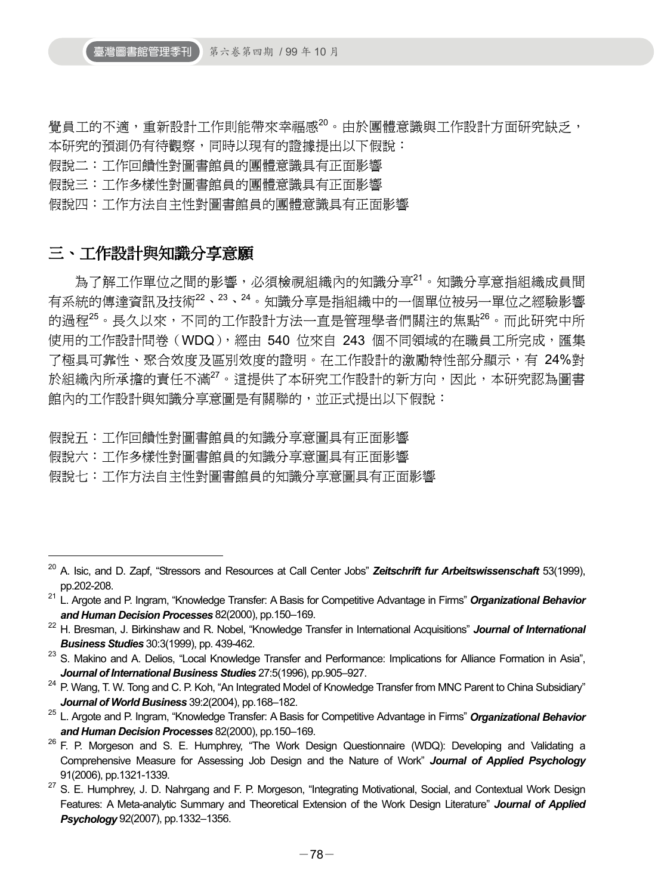覺員工的不適，重新設計工作則能帶來幸福感[20]。由於團體意識與工作設計方面研究缺乏，本研究的預測仍有待觀察，同時以現有的證據提出以下假說：

假說二：工作回饋性對圖書館員的團體意識具有正面影響

假說三：工作多樣性對圖書館員的團體意識具有正面影響

假說四：工作方法自主性對圖書館員的團體意識具有正面影響

## 三、工作設計與知識分享意願

為了解工作單位之間的影響，必須檢視組織內的知識分享[21]。知識分享意指組織成員間有系統的傳達資訊及技術[22]、[23]、[24]。知識分享是指組織中的一個單位被另一單位之經驗影響的過程[25]。長久以來，不同的工作設計方法一直是管理學者們關注的焦點[26]。而此研究中所使用的工作設計問卷（WDQ），經由 540 位來自 243 個不同領域的在職員工所完成，匯集了極具可靠性、聚合效度及區別效度的證明。在工作設計的激勵特性部分顯示，有 24%對於組織內所承擔的責任不滿[27]。這提供了本研究工作設計的新方向，因此，本研究認為圖書館內的工作設計與知識分享意圖是有關聯的，並正式提出以下假說：

假說五：工作回饋性對圖書館員的知識分享意圖具有正面影響

假說六：工作多樣性對圖書館員的知識分享意圖具有正面影響

假說七：工作方法自主性對圖書館員的知識分享意圖具有正面影響

---

[20] A. Isic, and D. Zapf, "Stressors and Resources at Call Center Jobs" ***Zeitschrift fur Arbeitswissenschaft*** 53(1999), pp.202-208.

[21] L. Argote and P. Ingram, "Knowledge Transfer: A Basis for Competitive Advantage in Firms" ***Organizational Behavior and Human Decision Processes*** 82(2000), pp.150–169.

[22] H. Bresman, J. Birkinshaw and R. Nobel, "Knowledge Transfer in International Acquisitions" ***Journal of International Business Studies*** 30:3(1999), pp. 439-462.

[23] S. Makino and A. Delios, "Local Knowledge Transfer and Performance: Implications for Alliance Formation in Asia", ***Journal of International Business Studies*** 27:5(1996), pp.905–927.

[24] P. Wang, T. W. Tong and C. P. Koh, "An Integrated Model of Knowledge Transfer from MNC Parent to China Subsidiary" ***Journal of World Business*** 39:2(2004), pp.168–182.

[25] L. Argote and P. Ingram, "Knowledge Transfer: A Basis for Competitive Advantage in Firms" ***Organizational Behavior and Human Decision Processes*** 82(2000), pp.150–169.

[26] F. P. Morgeson and S. E. Humphrey, "The Work Design Questionnaire (WDQ): Developing and Validating a Comprehensive Measure for Assessing Job Design and the Nature of Work" ***Journal of Applied Psychology*** 91(2006), pp.1321-1339.

[27] S. E. Humphrey, J. D. Nahrgang and F. P. Morgeson, "Integrating Motivational, Social, and Contextual Work Design Features: A Meta-analytic Summary and Theoretical Extension of the Work Design Literature" ***Journal of Applied Psychology*** 92(2007), pp.1332–1356.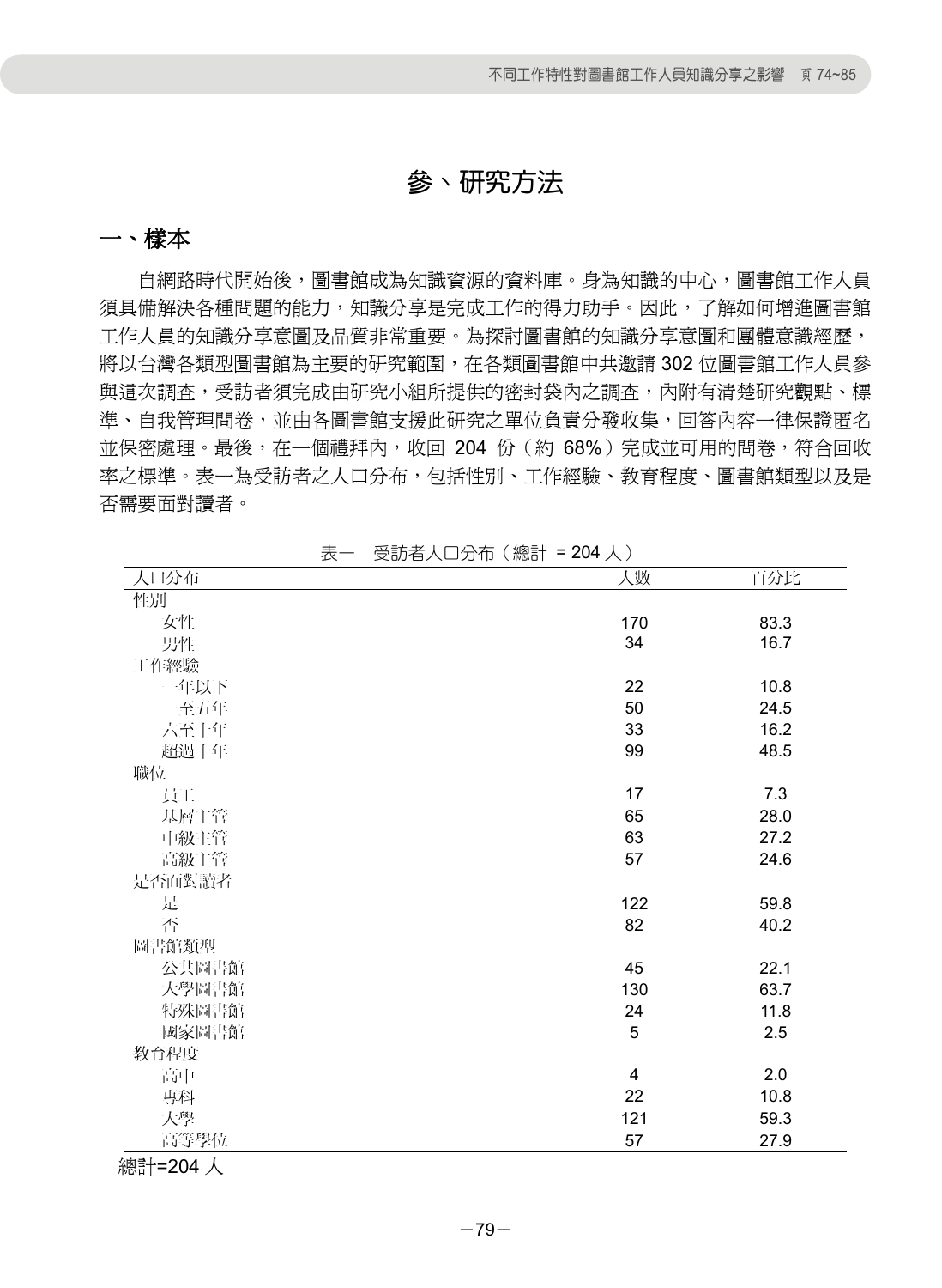# 參、研究方法

## 一、樣本

自網路時代開始後，圖書館成為知識資源的資料庫。身為知識的中心，圖書館工作人員須具備解決各種問題的能力，知識分享是完成工作的得力助手。因此，了解如何增進圖書館工作人員的知識分享意圖及品質非常重要。為探討圖書館的知識分享意圖和團體意識經歷，將以台灣各類型圖書館為主要的研究範圍，在各類圖書館中共邀請 302 位圖書館工作人員參與這次調查，受訪者須完成由研究小組所提供的密封袋內之調查，內附有清楚研究觀點、標準、自我管理問卷，並由各圖書館支援此研究之單位負責分發收集，回答內容一律保證匿名並保密處理。最後，在一個禮拜內，收回 204 份（約 68%）完成並可用的問卷，符合回收率之標準。表一為受訪者之人口分布，包括性別、工作經驗、教育程度、圖書館類型以及是否需要面對讀者。

表一　受訪者人口分布（總計 ＝204 人）

| 人口分布 | 人數 | 百分比 |
|---|---|---|
| 性別 | | |
| 女性 | 170 | 83.3 |
| 男性 | 34 | 16.7 |
| 工作經驗 | | |
| 一年以下 | 22 | 10.8 |
| 二至五年 | 50 | 24.5 |
| 六至十年 | 33 | 16.2 |
| 超過十年 | 99 | 48.5 |
| 職位 | | |
| 員工 | 17 | 7.3 |
| 基層主管 | 65 | 28.0 |
| 中級主管 | 63 | 27.2 |
| 高級主管 | 57 | 24.6 |
| 是否面對讀者 | | |
| 是 | 122 | 59.8 |
| 否 | 82 | 40.2 |
| 圖書館類型 | | |
| 公共圖書館 | 45 | 22.1 |
| 大學圖書館 | 130 | 63.7 |
| 特殊圖書館 | 24 | 11.8 |
| 國家圖書館 | 5 | 2.5 |
| 教育程度 | | |
| 高中 | 4 | 2.0 |
| 專科 | 22 | 10.8 |
| 大學 | 121 | 59.3 |
| 高等學位 | 57 | 27.9 |

總計=204 人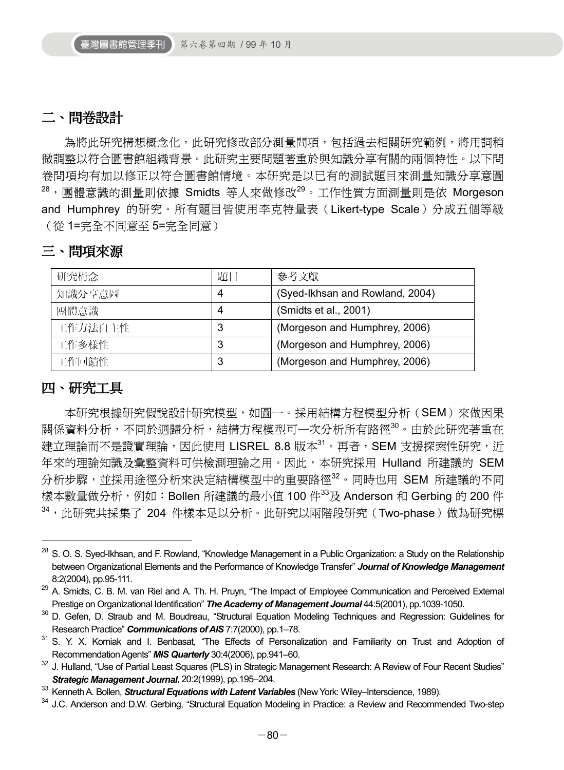## 二、問卷設計

為將此研究構想概念化，此研究修改部分測量問項，包括過去相關研究範例，將用詞稍微調整以符合圖書館組織背景。此研究主要問題著重於與知識分享有關的兩個特性。以下問卷問項均有加以修正以符合圖書館情境。本研究是以已有的測試題目來測量知識分享意圖[28]，團體意識的測量則依據 Smidts 等人來做修改[29]。工作性質方面測量則是依 Morgeson and Humphrey 的研究。所有題目皆使用李克特量表（Likert-type Scale）分成五個等級（從 1=完全不同意至 5=完全同意）

## 三、問項來源

| 研究構念 | 題目 | 參考文獻 |
|---|---|---|
| 知識分享意圖 | 4 | (Syed-Ikhsan and Rowland, 2004) |
| 團體意識 | 4 | (Smidts et al., 2001) |
| 工作方法自主性 | 3 | (Morgeson and Humphrey, 2006) |
| 工作多樣性 | 3 | (Morgeson and Humphrey, 2006) |
| 工作回饋性 | 3 | (Morgeson and Humphrey, 2006) |

## 四、研究工具

本研究根據研究假說設計研究模型，如圖一。採用結構方程模型分析（SEM）來做因果關係資料分析，不同於迴歸分析，結構方程模型可一次分析所有路徑[30]。由於此研究著重在建立理論而不是證實理論，因此使用 LISREL 8.8 版本[31]。再者，SEM 支援探索性研究，近年來的理論知識及彙整資料可供檢測理論之用。因此，本研究採用 Hulland 所建議的 SEM 分析步驟，並採用途徑分析來決定結構模型中的重要路徑[32]。同時也用 SEM 所建議的不同樣本數量做分析，例如：Bollen 所建議的最小值 100 件[33]及 Anderson 和 Gerbing 的 200 件[34]，此研究共採集了 204 件樣本足以分析。此研究以兩階段研究（Two-phase）做為研究標

---

[28] S. O. S. Syed-Ikhsan, and F. Rowland, "Knowledge Management in a Public Organization: a Study on the Relationship between Organizational Elements and the Performance of Knowledge Transfer" ***Journal of Knowledge Management*** 8:2(2004), pp.95-111.

[29] A. Smidts, C. B. M. van Riel and A. Th. H. Pruyn, "The Impact of Employee Communication and Perceived External Prestige on Organizational Identification" ***The Academy of Management Journal*** 44:5(2001), pp.1039-1050.

[30] D. Gefen, D. Straub and M. Boudreau, "Structural Equation Modeling Techniques and Regression: Guidelines for Research Practice" ***Communications of AIS*** 7:7(2000), pp.1–78.

[31] S. Y. X. Komiak and I. Benbasat, "The Effects of Personalization and Familiarity on Trust and Adoption of Recommendation Agents" ***MIS Quarterly*** 30:4(2006), pp.941–60.

[32] J. Hulland, "Use of Partial Least Squares (PLS) in Strategic Management Research: A Review of Four Recent Studies" ***Strategic Management Journal***, 20:2(1999), pp.195–204.

[33] Kenneth A. Bollen, ***Structural Equations with Latent Variables*** (New York: Wiley–Interscience, 1989).

[34] J.C. Anderson and D.W. Gerbing, "Structural Equation Modeling in Practice: a Review and Recommended Two-step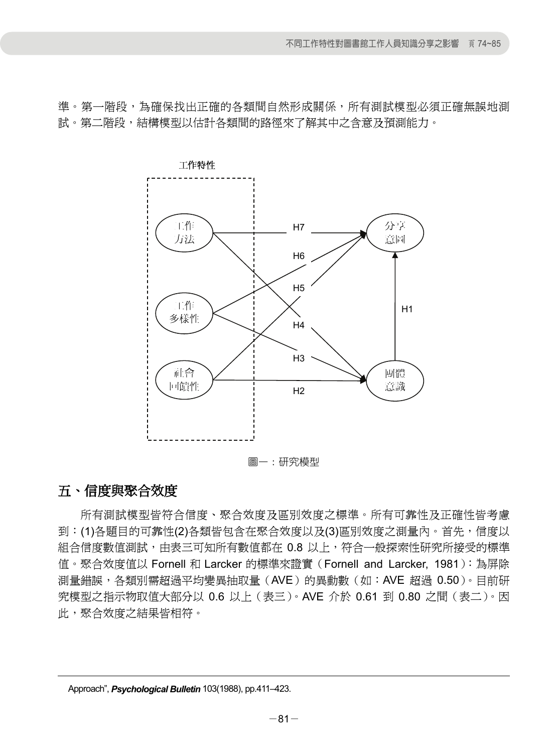準。第一階段，為確保找出正確的各類間自然形成關係，所有測試模型必須正確無誤地測試。第二階段，結構模型以估計各類間的路徑來了解其中之含意及預測能力。

工作特性

工作方法

工作多樣性

社會回饋性

分享意圖

團體意識

H1

H2

H3

H4

H5

H6

H7

圖一：研究模型

## 五、信度與聚合效度

所有測試模型皆符合信度、聚合效度及區別效度之標準。所有可靠性及正確性皆考慮到：(1)各題目的可靠性(2)各類皆包含在聚合效度以及(3)區別效度之測量內。首先，信度以組合信度數值測試，由表三可知所有數值都在 0.8 以上，符合一般探索性研究所接受的標準值。聚合效度值以 Fornell 和 Larcker 的標準來證實（Fornell and Larcker, 1981）：為屏除測量錯誤，各類別需超過平均變異抽取量（AVE）的異動數（如：AVE 超過 0.50）。目前研究模型之指示物取值大部分以 0.6 以上（表三）。AVE 介於 0.61 到 0.80 之間（表二）。因此，聚合效度之結果皆相符。

---

Approach", ***Psychological Bulletin*** 103(1988), pp.411–423.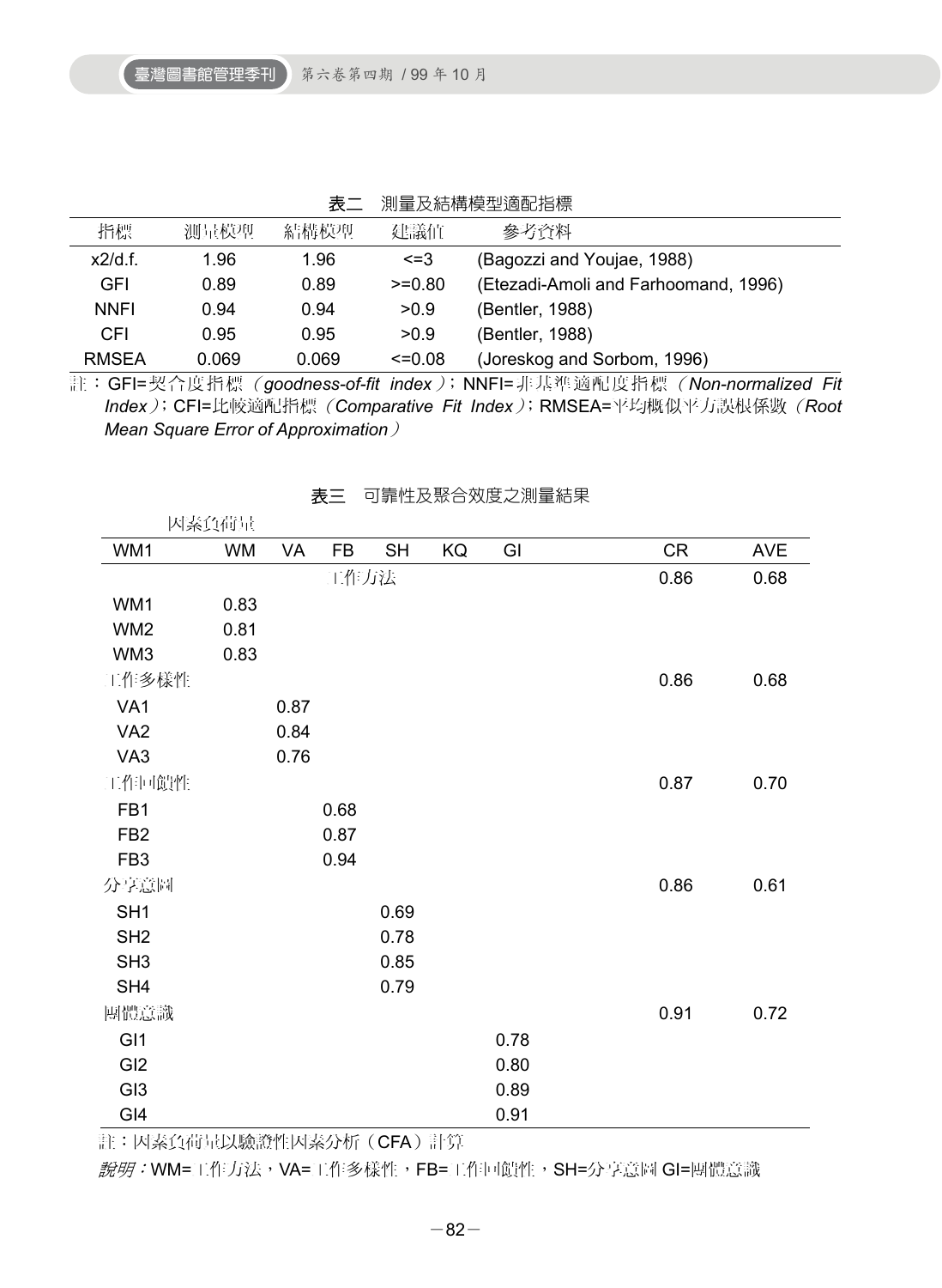表二　測量及結構模型適配指標

| 指標 | 測量模型 | 結構模型 | 建議值 | 參考資料 |
|---|---|---|---|---|
| x2/d.f. | 1.96 | 1.96 | <=3 | (Bagozzi and Youjae, 1988) |
| GFI | 0.89 | 0.89 | >=0.80 | (Etezadi-Amoli and Farhoomand, 1996) |
| NNFI | 0.94 | 0.94 | >0.9 | (Bentler, 1988) |
| CFI | 0.95 | 0.95 | >0.9 | (Bentler, 1988) |
| RMSEA | 0.069 | 0.069 | <=0.08 | (Joreskog and Sorbom, 1996) |

註：GFI=契合度指標（*goodness-of-fit index*）；NNFI=非基準適配度指標（*Non-normalized Fit Index*）；CFI=比較適配指標（*Comparative Fit Index*）；RMSEA=平均概似平方誤根係數（*Root Mean Square Error of Approximation*）

表三　可靠性及聚合效度之測量結果

| 因素負荷量 | | | | | | | | |
|---|---|---|---|---|---|---|---|---|
| WM1 | WM | VA | FB | SH | KQ | GI | CR | AVE |
| 工作方法 | | | | | | | 0.86 | 0.68 |
| WM1 | 0.83 | | | | | | | |
| WM2 | 0.81 | | | | | | | |
| WM3 | 0.83 | | | | | | | |
| 工作多樣性 | | | | | | | 0.86 | 0.68 |
| VA1 | | 0.87 | | | | | | |
| VA2 | | 0.84 | | | | | | |
| VA3 | | 0.76 | | | | | | |
| 工作回饋性 | | | | | | | 0.87 | 0.70 |
| FB1 | | | 0.68 | | | | | |
| FB2 | | | 0.87 | | | | | |
| FB3 | | | 0.94 | | | | | |
| 分享意圖 | | | | | | | 0.86 | 0.61 |
| SH1 | | | | 0.69 | | | | |
| SH2 | | | | 0.78 | | | | |
| SH3 | | | | 0.85 | | | | |
| SH4 | | | | 0.79 | | | | |
| 團體意識 | | | | | | | 0.91 | 0.72 |
| GI1 | | | | | | 0.78 | | |
| GI2 | | | | | | 0.80 | | |
| GI3 | | | | | | 0.89 | | |
| GI4 | | | | | | 0.91 | | |

註：因素負荷量以驗證性因素分析（CFA）計算

*說明：*WM=工作方法，VA=工作多樣性，FB=工作回饋性，SH=分享意圖 GI=團體意識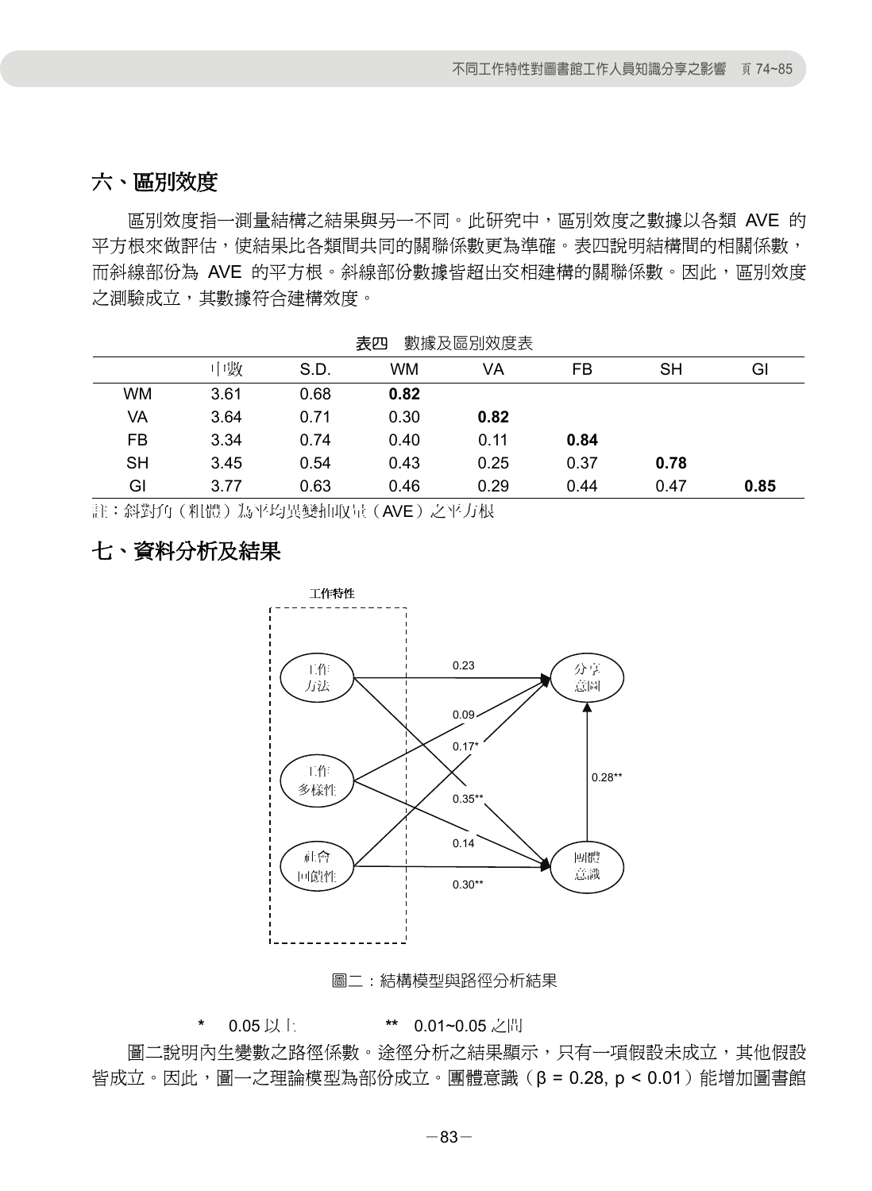## 六、區別效度

區別效度指一測量結構之結果與另一不同。此研究中，區別效度之數據以各類 AVE 的平方根來做評估，使結果比各類間共同的關聯係數更為準確。表四說明結構間的相關係數，而斜線部份為 AVE 的平方根。斜線部份數據皆超出交相建構的關聯係數。因此，區別效度之測驗成立，其數據符合建構效度。

**表四　數據及區別效度表**

| | 中數 | S.D. | WM | VA | FB | SH | GI |
|---|---|---|---|---|---|---|---|
| WM | 3.61 | 0.68 | **0.82** | | | | |
| VA | 3.64 | 0.71 | 0.30 | **0.82** | | | |
| FB | 3.34 | 0.74 | 0.40 | 0.11 | **0.84** | | |
| SH | 3.45 | 0.54 | 0.43 | 0.25 | 0.37 | **0.78** | |
| GI | 3.77 | 0.63 | 0.46 | 0.29 | 0.44 | 0.47 | **0.85** |

註：斜對角（粗體）為平均異變抽取量（AVE）之平方根

## 七、資料分析及結果

圖二：結構模型與路徑分析結果

\* 0.05 以上　　　　\*\* 0.01~0.05 之間

圖二說明內生變數之路徑係數。途徑分析之結果顯示，只有一項假設未成立，其他假設皆成立。因此，圖一之理論模型為部份成立。團體意識（$\beta = 0.28$, $p < 0.01$）能增加圖書館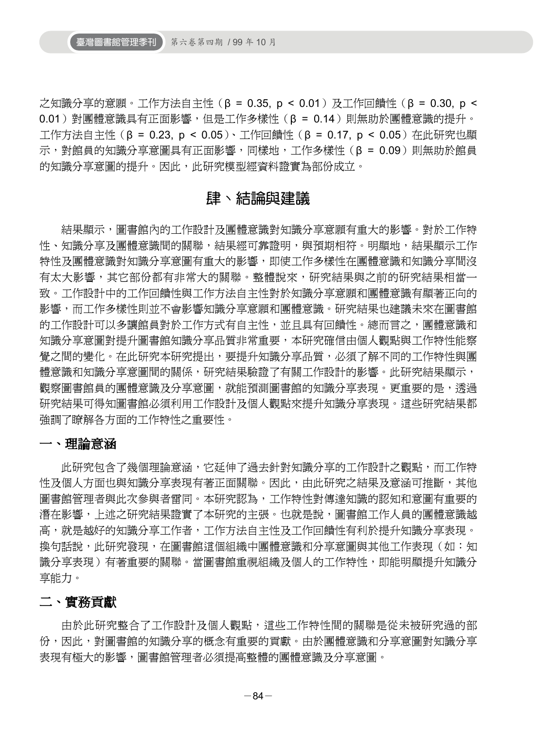之知識分享的意願。工作方法自主性（$\beta = 0.35, p < 0.01$）及工作回饋性（$\beta = 0.30, p < 0.01$）對團體意識具有正面影響，但是工作多樣性（$\beta = 0.14$）則無助於團體意識的提升。工作方法自主性（$\beta = 0.23, p < 0.05$）、工作回饋性（$\beta = 0.17, p < 0.05$）在此研究也顯示，對館員的知識分享意圖具有正面影響，同樣地，工作多樣性（$\beta = 0.09$）則無助於館員的知識分享意圖的提升。因此，此研究模型經資料證實為部份成立。

## 肆、結論與建議

結果顯示，圖書館內的工作設計及團體意識對知識分享意願有重大的影響。對於工作特性、知識分享及團體意識間的關聯，結果經可靠證明，與預期相符。明顯地，結果顯示工作特性及團體意識對知識分享意圖有重大的影響，即使工作多樣性在團體意識和知識分享間沒有太大影響，其它部份都有非常大的關聯。整體說來，研究結果與之前的研究結果相當一致。工作設計中的工作回饋性與工作方法自主性對於知識分享意願和團體意識有顯著正向的影響，而工作多樣性則並不會影響知識分享意願和團體意識。研究結果也建議未來在圖書館的工作設計可以多讓館員對於工作方式有自主性，並且具有回饋性。總而言之，團體意識和知識分享意圖對提升圖書館知識分享品質非常重要，本研究確信由個人觀點與工作特性能察覺之間的變化。在此研究本研究提出，要提升知識分享品質，必須了解不同的工作特性與團體意識和知識分享意圖間的關係，研究結果驗證了有關工作設計的影響。此研究結果顯示，觀察圖書館員的團體意識及分享意圖，就能預測圖書館的知識分享表現。更重要的是，透過研究結果可得知圖書館必須利用工作設計及個人觀點來提升知識分享表現。這些研究結果都強調了瞭解各方面的工作特性之重要性。

### 一、理論意涵

此研究包含了幾個理論意涵，它延伸了過去針對知識分享的工作設計之觀點，而工作特性及個人方面也與知識分享表現有著正面關聯。因此，由此研究之結果及意涵可推斷，其他圖書館管理者與此次參與者雷同。本研究認為，工作特性對傳達知識的認知和意圖有重要的潛在影響，上述之研究結果證實了本研究的主張。也就是說，圖書館工作人員的團體意識越高，就是越好的知識分享工作者，工作方法自主性及工作回饋性有利於提升知識分享表現。換句話說，此研究發現，在圖書館這個組織中團體意識和分享意圖與其他工作表現（如：知識分享表現）有著重要的關聯。當圖書館重視組織及個人的工作特性，即能明顯提升知識分享能力。

### 二、實務貢獻

由於此研究整合了工作設計及個人觀點，這些工作特性間的關聯是從未被研究過的部份，因此，對圖書館的知識分享的概念有重要的貢獻。由於團體意識和分享意圖對知識分享表現有極大的影響，圖書館管理者必須提高整體的團體意識及分享意圖。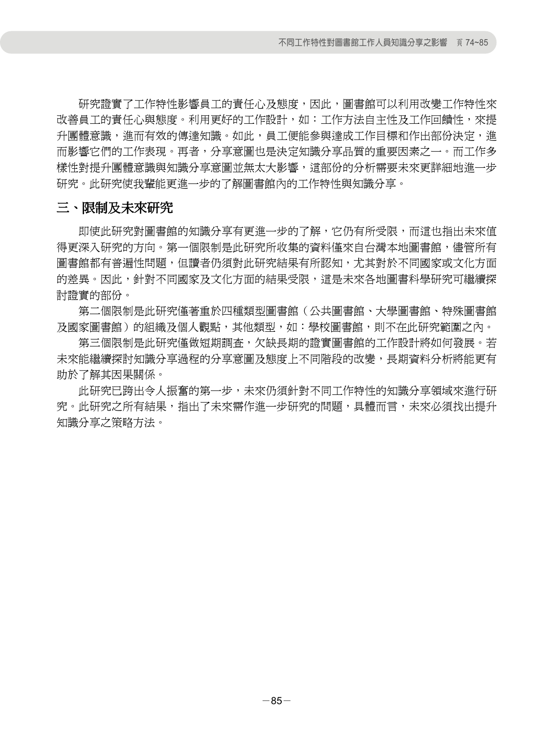研究證實了工作特性影響員工的責任心及態度，因此，圖書館可以利用改變工作特性來改善員工的責任心與態度。利用更好的工作設計，如：工作方法自主性及工作回饋性，來提升團體意識，進而有效的傳達知識。如此，員工便能參與達成工作目標和作出部份決定，進而影響它們的工作表現。再者，分享意圖也是決定知識分享品質的重要因素之一。而工作多樣性對提升團體意識與知識分享意圖並無太大影響，這部份的分析需要未來更詳細地進一步研究。此研究使我輩能更進一步的了解圖書館內的工作特性與知識分享。

## 三、限制及未來研究

即使此研究對圖書館的知識分享有更進一步的了解，它仍有所受限，而這也指出未來值得更深入研究的方向。第一個限制是此研究所收集的資料僅來自台灣本地圖書館，儘管所有圖書館都有普遍性問題，但讀者仍須對此研究結果有所認知，尤其對於不同國家或文化方面的差異。因此，針對不同國家及文化方面的結果受限，這是未來各地圖書科學研究可繼續探討證實的部份。

第二個限制是此研究僅著重於四種類型圖書館（公共圖書館、大學圖書館、特殊圖書館及國家圖書館）的組織及個人觀點，其他類型，如：學校圖書館，則不在此研究範圍之內。

第三個限制是此研究僅做短期調查，欠缺長期的證實圖書館的工作設計將如何發展。若未來能繼續探討知識分享過程的分享意圖及態度上不同階段的改變，長期資料分析將能更有助於了解其因果關係。

此研究已跨出令人振奮的第一步，未來仍須針對不同工作特性的知識分享領域來進行研究。此研究之所有結果，指出了未來需作進一步研究的問題，具體而言，未來必須找出提升知識分享之策略方法。